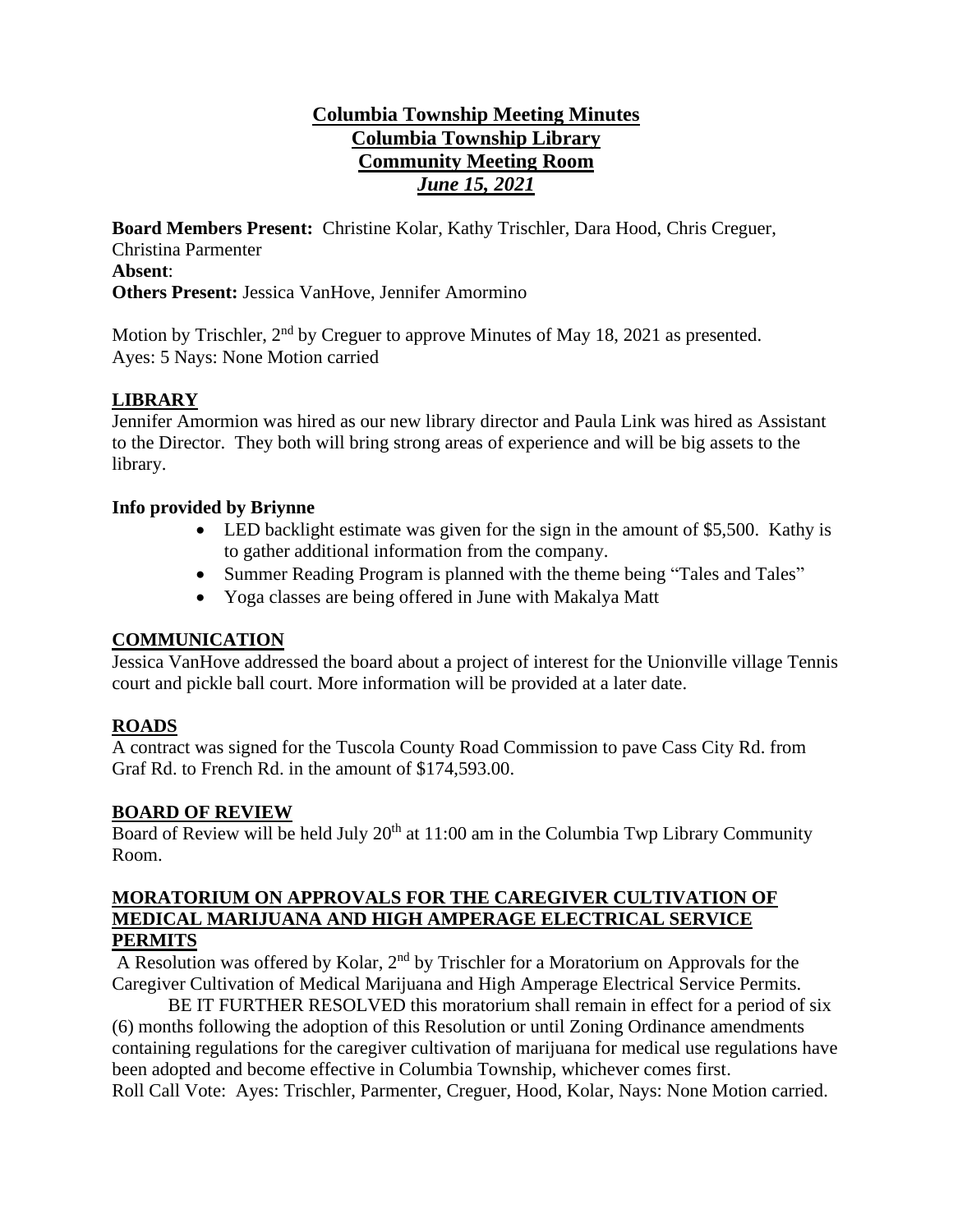# Columbia Township Meeting Minutes
## Columbia Township Library
## Community Meeting Room
## *June 15, 2021*

**Board Members Present:** Christine Kolar, Kathy Trischler, Dara Hood, Chris Creguer, Christina Parmenter
**Absent**:
**Others Present:** Jessica VanHove, Jennifer Amormino

Motion by Trischler, 2nd by Creguer to approve Minutes of May 18, 2021 as presented.
Ayes: 5 Nays: None Motion carried

## LIBRARY

Jennifer Amormion was hired as our new library director and Paula Link was hired as Assistant to the Director. They both will bring strong areas of experience and will be big assets to the library.

### Info provided by Briynne

- LED backlight estimate was given for the sign in the amount of $5,500. Kathy is to gather additional information from the company.
- Summer Reading Program is planned with the theme being "Tales and Tales"
- Yoga classes are being offered in June with Makalya Matt

## COMMUNICATION

Jessica VanHove addressed the board about a project of interest for the Unionville village Tennis court and pickle ball court. More information will be provided at a later date.

## ROADS

A contract was signed for the Tuscola County Road Commission to pave Cass City Rd. from Graf Rd. to French Rd. in the amount of $174,593.00.

## BOARD OF REVIEW

Board of Review will be held July 20th at 11:00 am in the Columbia Twp Library Community Room.

## MORATORIUM ON APPROVALS FOR THE CAREGIVER CULTIVATION OF MEDICAL MARIJUANA AND HIGH AMPERAGE ELECTRICAL SERVICE PERMITS

A Resolution was offered by Kolar, 2nd by Trischler for a Moratorium on Approvals for the Caregiver Cultivation of Medical Marijuana and High Amperage Electrical Service Permits.

BE IT FURTHER RESOLVED this moratorium shall remain in effect for a period of six (6) months following the adoption of this Resolution or until Zoning Ordinance amendments containing regulations for the caregiver cultivation of marijuana for medical use regulations have been adopted and become effective in Columbia Township, whichever comes first.
Roll Call Vote: Ayes: Trischler, Parmenter, Creguer, Hood, Kolar, Nays: None Motion carried.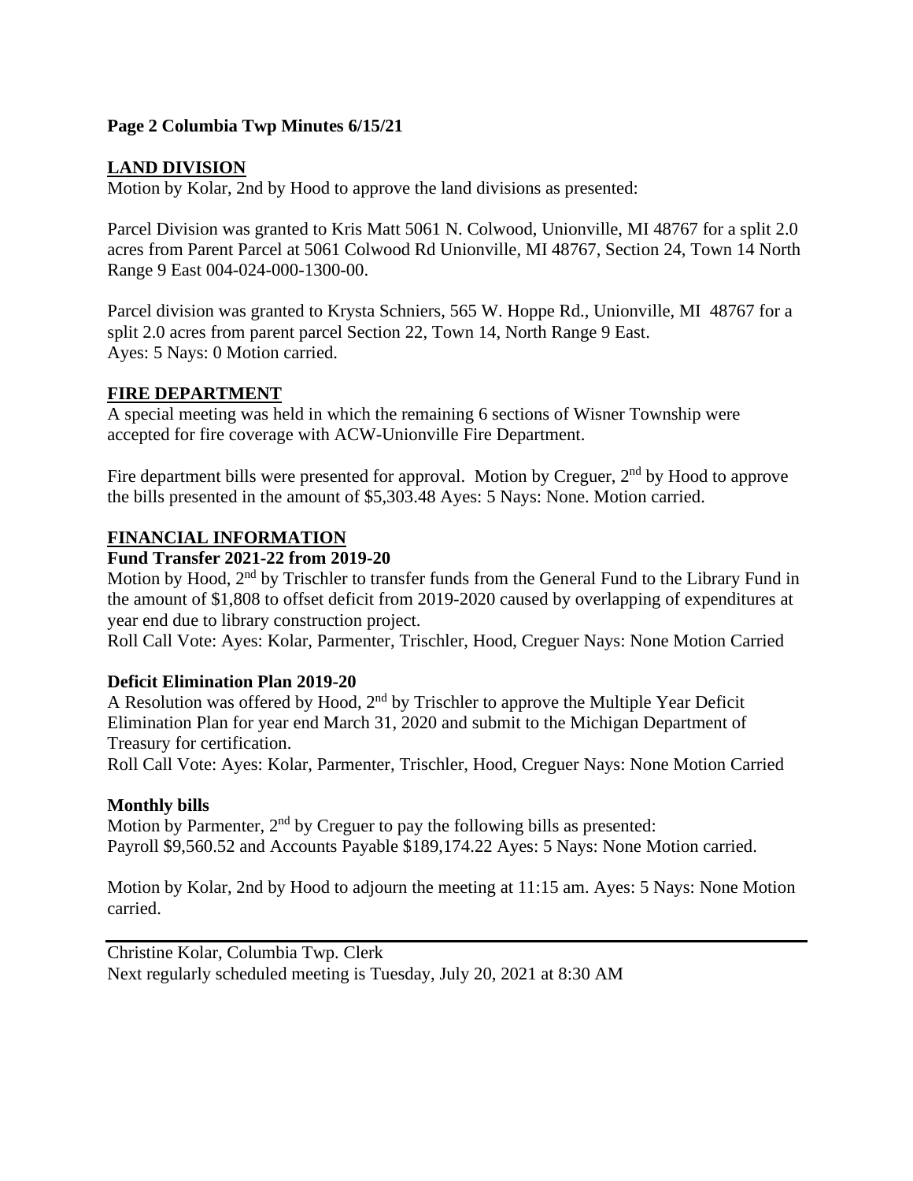**Page 2 Columbia Twp Minutes 6/15/21**

## LAND DIVISION

Motion by Kolar, 2nd by Hood to approve the land divisions as presented:

Parcel Division was granted to Kris Matt 5061 N. Colwood, Unionville, MI 48767 for a split 2.0 acres from Parent Parcel at 5061 Colwood Rd Unionville, MI 48767, Section 24, Town 14 North Range 9 East 004-024-000-1300-00.

Parcel division was granted to Krysta Schniers, 565 W. Hoppe Rd., Unionville, MI 48767 for a split 2.0 acres from parent parcel Section 22, Town 14, North Range 9 East.
Ayes: 5 Nays: 0 Motion carried.

## FIRE DEPARTMENT

A special meeting was held in which the remaining 6 sections of Wisner Township were accepted for fire coverage with ACW-Unionville Fire Department.

Fire department bills were presented for approval. Motion by Creguer, 2nd by Hood to approve the bills presented in the amount of $5,303.48 Ayes: 5 Nays: None. Motion carried.

## FINANCIAL INFORMATION

### Fund Transfer 2021-22 from 2019-20

Motion by Hood, 2nd by Trischler to transfer funds from the General Fund to the Library Fund in the amount of $1,808 to offset deficit from 2019-2020 caused by overlapping of expenditures at year end due to library construction project.
Roll Call Vote: Ayes: Kolar, Parmenter, Trischler, Hood, Creguer Nays: None Motion Carried

### Deficit Elimination Plan 2019-20

A Resolution was offered by Hood, 2nd by Trischler to approve the Multiple Year Deficit Elimination Plan for year end March 31, 2020 and submit to the Michigan Department of Treasury for certification.
Roll Call Vote: Ayes: Kolar, Parmenter, Trischler, Hood, Creguer Nays: None Motion Carried

### Monthly bills

Motion by Parmenter, 2nd by Creguer to pay the following bills as presented:
Payroll $9,560.52 and Accounts Payable $189,174.22 Ayes: 5 Nays: None Motion carried.

Motion by Kolar, 2nd by Hood to adjourn the meeting at 11:15 am. Ayes: 5 Nays: None Motion carried.

---

Christine Kolar, Columbia Twp. Clerk
Next regularly scheduled meeting is Tuesday, July 20, 2021 at 8:30 AM